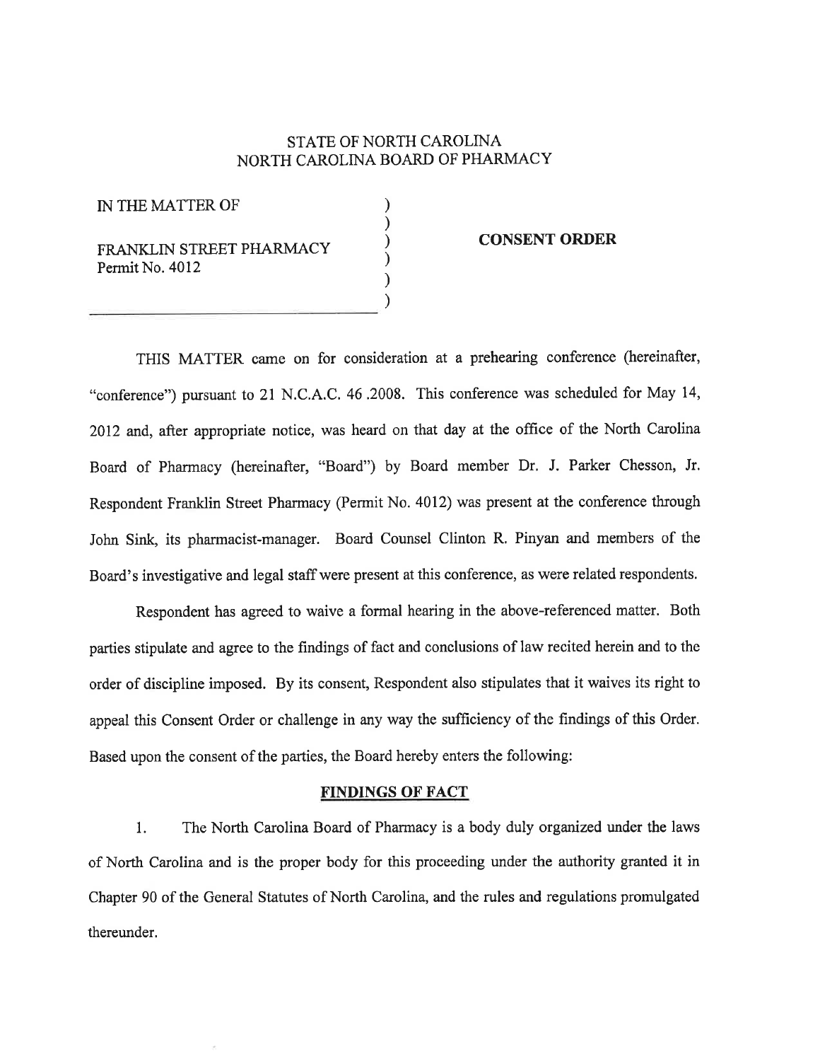STATE OF NORTH CAROLINA
NORTH CAROLINA BOARD OF PHARMACY

IN THE MATTER OF

FRANKLIN STREET PHARMACY
Permit No. 4012

**CONSENT ORDER**

THIS MATTER came on for consideration at a prehearing conference (hereinafter, "conference") pursuant to 21 N.C.A.C. 46 .2008. This conference was scheduled for May 14, 2012 and, after appropriate notice, was heard on that day at the office of the North Carolina Board of Pharmacy (hereinafter, "Board") by Board member Dr. J. Parker Chesson, Jr. Respondent Franklin Street Pharmacy (Permit No. 4012) was present at the conference through John Sink, its pharmacist-manager. Board Counsel Clinton R. Pinyan and members of the Board's investigative and legal staff were present at this conference, as were related respondents.

Respondent has agreed to waive a formal hearing in the above-referenced matter. Both parties stipulate and agree to the findings of fact and conclusions of law recited herein and to the order of discipline imposed. By its consent, Respondent also stipulates that it waives its right to appeal this Consent Order or challenge in any way the sufficiency of the findings of this Order. Based upon the consent of the parties, the Board hereby enters the following:

## FINDINGS OF FACT

1. The North Carolina Board of Pharmacy is a body duly organized under the laws of North Carolina and is the proper body for this proceeding under the authority granted it in Chapter 90 of the General Statutes of North Carolina, and the rules and regulations promulgated thereunder.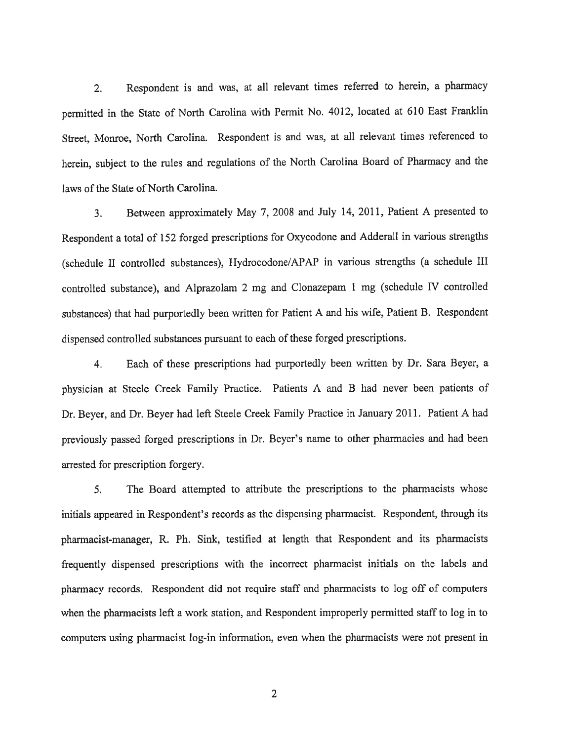2. Respondent is and was, at all relevant times referred to herein, a pharmacy permitted in the State of North Carolina with Permit No. 4012, located at 610 East Franklin Street, Monroe, North Carolina. Respondent is and was, at all relevant times referenced to herein, subject to the rules and regulations of the North Carolina Board of Pharmacy and the laws of the State of North Carolina.

3. Between approximately May 7, 2008 and July 14, 2011, Patient A presented to Respondent a total of 152 forged prescriptions for Oxycodone and Adderall in various strengths (schedule II controlled substances), Hydrocodone/APAP in various strengths (a schedule III controlled substance), and Alprazolam 2 mg and Clonazepam 1 mg (schedule IV controlled substances) that had purportedly been written for Patient A and his wife, Patient B. Respondent dispensed controlled substances pursuant to each of these forged prescriptions.

4. Each of these prescriptions had purportedly been written by Dr. Sara Beyer, a physician at Steele Creek Family Practice. Patients A and B had never been patients of Dr. Beyer, and Dr. Beyer had left Steele Creek Family Practice in January 2011. Patient A had previously passed forged prescriptions in Dr. Beyer's name to other pharmacies and had been arrested for prescription forgery.

5. The Board attempted to attribute the prescriptions to the pharmacists whose initials appeared in Respondent's records as the dispensing pharmacist. Respondent, through its pharmacist-manager, R. Ph. Sink, testified at length that Respondent and its pharmacists frequently dispensed prescriptions with the incorrect pharmacist initials on the labels and pharmacy records. Respondent did not require staff and pharmacists to log off of computers when the pharmacists left a work station, and Respondent improperly permitted staff to log in to computers using pharmacist log-in information, even when the pharmacists were not present in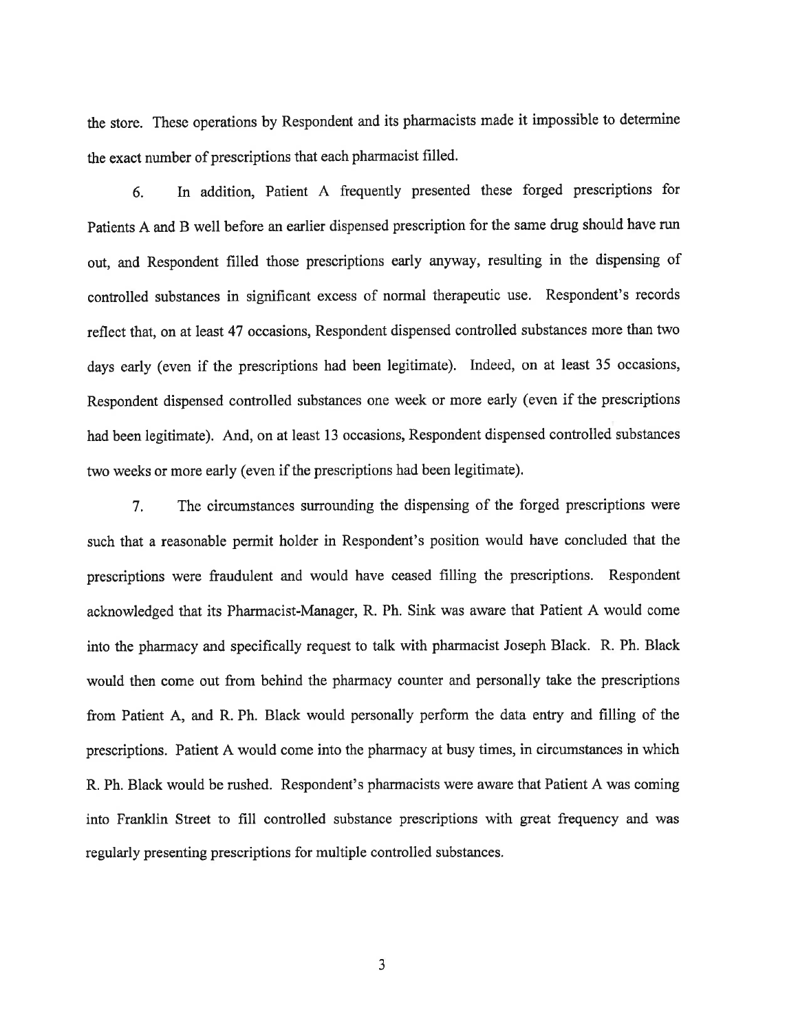the store. These operations by Respondent and its pharmacists made it impossible to determine the exact number of prescriptions that each pharmacist filled.

6. In addition, Patient A frequently presented these forged prescriptions for Patients A and B well before an earlier dispensed prescription for the same drug should have run out, and Respondent filled those prescriptions early anyway, resulting in the dispensing of controlled substances in significant excess of normal therapeutic use. Respondent's records reflect that, on at least 47 occasions, Respondent dispensed controlled substances more than two days early (even if the prescriptions had been legitimate). Indeed, on at least 35 occasions, Respondent dispensed controlled substances one week or more early (even if the prescriptions had been legitimate). And, on at least 13 occasions, Respondent dispensed controlled substances two weeks or more early (even if the prescriptions had been legitimate).

7. The circumstances surrounding the dispensing of the forged prescriptions were such that a reasonable permit holder in Respondent's position would have concluded that the prescriptions were fraudulent and would have ceased filling the prescriptions. Respondent acknowledged that its Pharmacist-Manager, R. Ph. Sink was aware that Patient A would come into the pharmacy and specifically request to talk with pharmacist Joseph Black. R. Ph. Black would then come out from behind the pharmacy counter and personally take the prescriptions from Patient A, and R. Ph. Black would personally perform the data entry and filling of the prescriptions. Patient A would come into the pharmacy at busy times, in circumstances in which R. Ph. Black would be rushed. Respondent's pharmacists were aware that Patient A was coming into Franklin Street to fill controlled substance prescriptions with great frequency and was regularly presenting prescriptions for multiple controlled substances.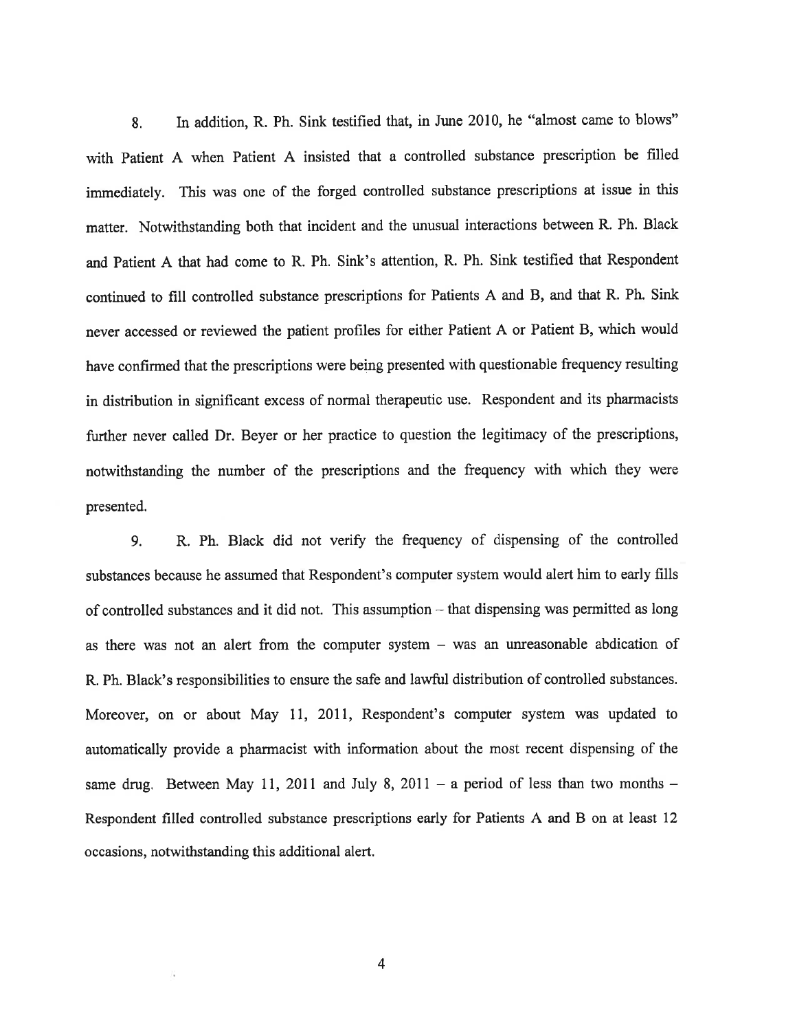8. In addition, R. Ph. Sink testified that, in June 2010, he "almost came to blows" with Patient A when Patient A insisted that a controlled substance prescription be filled immediately. This was one of the forged controlled substance prescriptions at issue in this matter. Notwithstanding both that incident and the unusual interactions between R. Ph. Black and Patient A that had come to R. Ph. Sink's attention, R. Ph. Sink testified that Respondent continued to fill controlled substance prescriptions for Patients A and B, and that R. Ph. Sink never accessed or reviewed the patient profiles for either Patient A or Patient B, which would have confirmed that the prescriptions were being presented with questionable frequency resulting in distribution in significant excess of normal therapeutic use. Respondent and its pharmacists further never called Dr. Beyer or her practice to question the legitimacy of the prescriptions, notwithstanding the number of the prescriptions and the frequency with which they were presented.

9. R. Ph. Black did not verify the frequency of dispensing of the controlled substances because he assumed that Respondent's computer system would alert him to early fills of controlled substances and it did not. This assumption – that dispensing was permitted as long as there was not an alert from the computer system – was an unreasonable abdication of R. Ph. Black's responsibilities to ensure the safe and lawful distribution of controlled substances. Moreover, on or about May 11, 2011, Respondent's computer system was updated to automatically provide a pharmacist with information about the most recent dispensing of the same drug. Between May 11, 2011 and July 8, 2011 – a period of less than two months – Respondent filled controlled substance prescriptions early for Patients A and B on at least 12 occasions, notwithstanding this additional alert.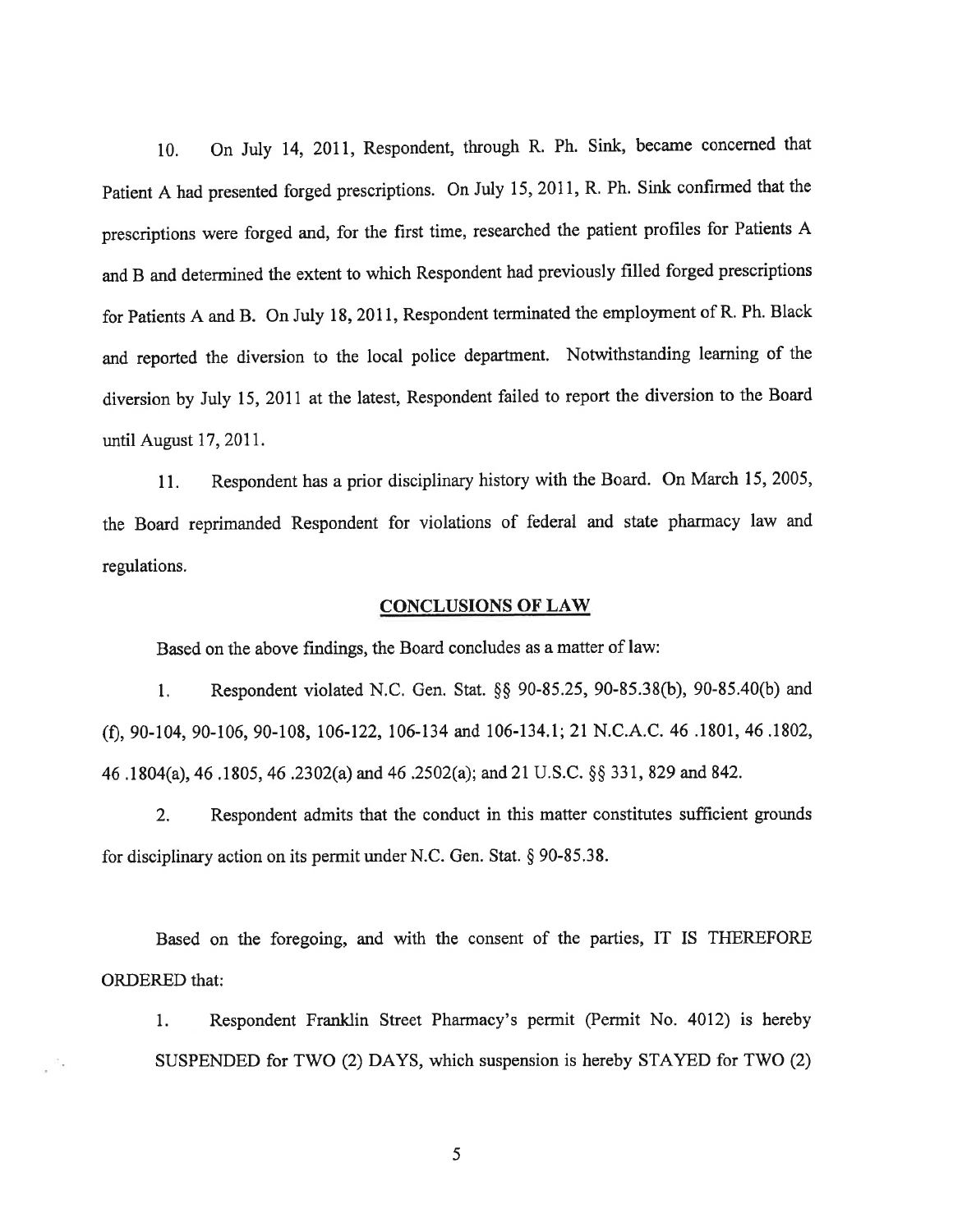10. On July 14, 2011, Respondent, through R. Ph. Sink, became concerned that Patient A had presented forged prescriptions. On July 15, 2011, R. Ph. Sink confirmed that the prescriptions were forged and, for the first time, researched the patient profiles for Patients A and B and determined the extent to which Respondent had previously filled forged prescriptions for Patients A and B. On July 18, 2011, Respondent terminated the employment of R. Ph. Black and reported the diversion to the local police department. Notwithstanding learning of the diversion by July 15, 2011 at the latest, Respondent failed to report the diversion to the Board until August 17, 2011.

11. Respondent has a prior disciplinary history with the Board. On March 15, 2005, the Board reprimanded Respondent for violations of federal and state pharmacy law and regulations.

## CONCLUSIONS OF LAW

Based on the above findings, the Board concludes as a matter of law:

1. Respondent violated N.C. Gen. Stat. §§ 90-85.25, 90-85.38(b), 90-85.40(b) and (f), 90-104, 90-106, 90-108, 106-122, 106-134 and 106-134.1; 21 N.C.A.C. 46 .1801, 46 .1802, 46 .1804(a), 46 .1805, 46 .2302(a) and 46 .2502(a); and 21 U.S.C. §§ 331, 829 and 842.

2. Respondent admits that the conduct in this matter constitutes sufficient grounds for disciplinary action on its permit under N.C. Gen. Stat. § 90-85.38.

Based on the foregoing, and with the consent of the parties, IT IS THEREFORE ORDERED that:

1. Respondent Franklin Street Pharmacy's permit (Permit No. 4012) is hereby SUSPENDED for TWO (2) DAYS, which suspension is hereby STAYED for TWO (2)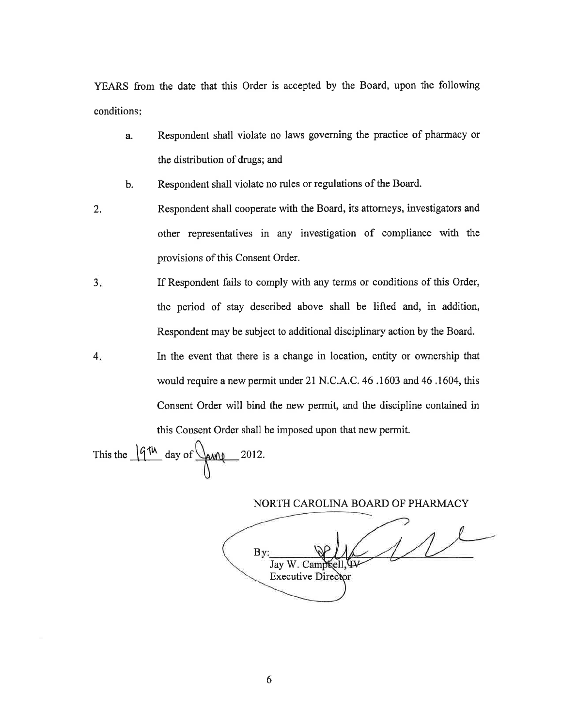YEARS from the date that this Order is accepted by the Board, upon the following conditions:

   a. Respondent shall violate no laws governing the practice of pharmacy or the distribution of drugs; and

   b. Respondent shall violate no rules or regulations of the Board.

2. Respondent shall cooperate with the Board, its attorneys, investigators and other representatives in any investigation of compliance with the provisions of this Consent Order.

3. If Respondent fails to comply with any terms or conditions of this Order, the period of stay described above shall be lifted and, in addition, Respondent may be subject to additional disciplinary action by the Board.

4. In the event that there is a change in location, entity or ownership that would require a new permit under 21 N.C.A.C. 46 .1603 and 46 .1604, this Consent Order will bind the new permit, and the discipline contained in this Consent Order shall be imposed upon that new permit.

This the 19th day of June 2012.

NORTH CAROLINA BOARD OF PHARMACY

By: ______________________
Jay W. Campbell, IV
Executive Director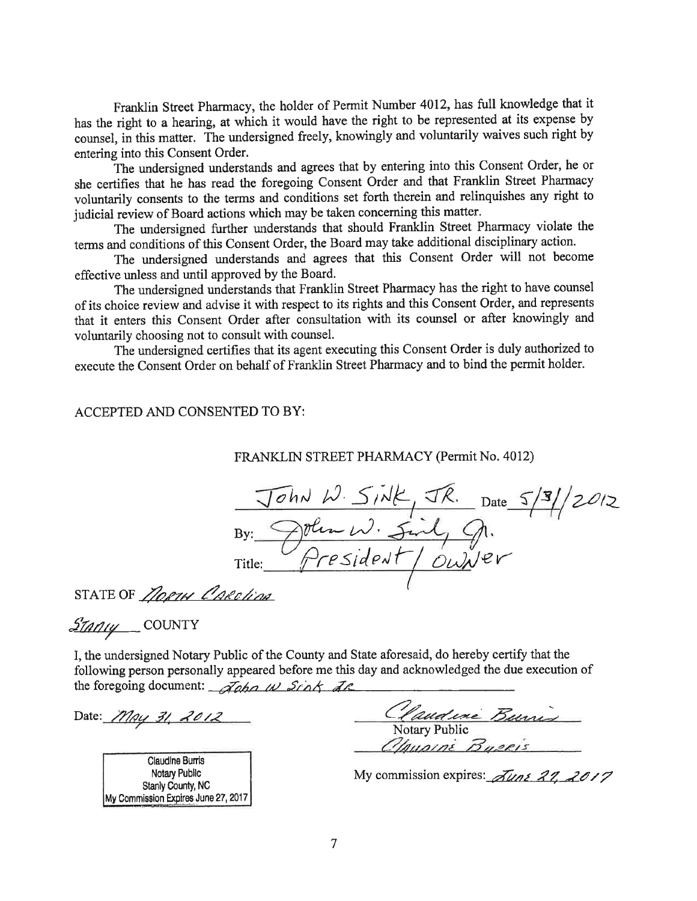Franklin Street Pharmacy, the holder of Permit Number 4012, has full knowledge that it has the right to a hearing, at which it would have the right to be represented at its expense by counsel, in this matter. The undersigned freely, knowingly and voluntarily waives such right by entering into this Consent Order.

The undersigned understands and agrees that by entering into this Consent Order, he or she certifies that he has read the foregoing Consent Order and that Franklin Street Pharmacy voluntarily consents to the terms and conditions set forth therein and relinquishes any right to judicial review of Board actions which may be taken concerning this matter.

The undersigned further understands that should Franklin Street Pharmacy violate the terms and conditions of this Consent Order, the Board may take additional disciplinary action.

The undersigned understands and agrees that this Consent Order will not become effective unless and until approved by the Board.

The undersigned understands that Franklin Street Pharmacy has the right to have counsel of its choice review and advise it with respect to its rights and this Consent Order, and represents that it enters this Consent Order after consultation with its counsel or after knowingly and voluntarily choosing not to consult with counsel.

The undersigned certifies that its agent executing this Consent Order is duly authorized to execute the Consent Order on behalf of Franklin Street Pharmacy and to bind the permit holder.

ACCEPTED AND CONSENTED TO BY:

FRANKLIN STREET PHARMACY (Permit No. 4012)

John W. Sink, JR. Date 5/31/2012

By: John W. Sink, Jr.

Title: President / Owner

STATE OF North Carolina

Stanly COUNTY

I, the undersigned Notary Public of the County and State aforesaid, do hereby certify that the following person personally appeared before me this day and acknowledged the due execution of the foregoing document: John W Sink Jr

Date: May 31, 2012

Claudine Burris
Notary Public
Claudine Burris

Claudine Burris
Notary Public
Stanly County, NC
My Commission Expires June 27, 2017

My commission expires: June 27, 2017